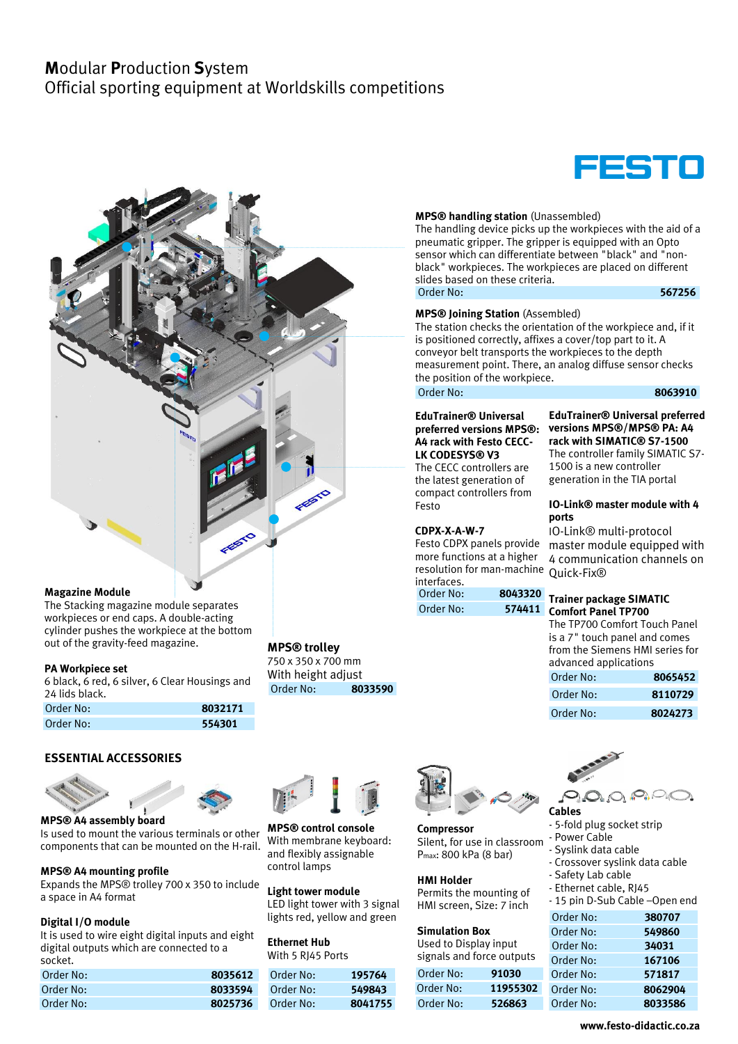# **M**odular **P**roduction **S**ystem
Official sporting equipment at Worldskills competitions

FESTO

**MPS® handling station** (Unassembled)
The handling device picks up the workpieces with the aid of a pneumatic gripper. The gripper is equipped with an Opto sensor which can differentiate between "black" and "non-black" workpieces. The workpieces are placed on different slides based on these criteria.

| Order No: | 567256 |
|---|---|

**MPS® Joining Station** (Assembled)
The station checks the orientation of the workpiece and, if it is positioned correctly, affixes a cover/top part to it. A conveyor belt transports the workpieces to the depth measurement point. There, an analog diffuse sensor checks the position of the workpiece.

| Order No: | 8063910 |
|---|---|

**EduTrainer® Universal preferred versions MPS®: A4 rack with Festo CECC-LK CODESYS® V3**
The CECC controllers are the latest generation of compact controllers from Festo

**CDPX-X-A-W-7**
Festo CDPX panels provide more functions at a higher resolution for man-machine interfaces.

| Order No: | 8043320 |
|---|---|
| Order No: | 574411 |

**EduTrainer® Universal preferred versions MPS®/MPS® PA: A4 rack with SIMATIC® S7-1500**
The controller family SIMATIC S7-1500 is a new controller generation in the TIA portal

**IO-Link® master module with 4 ports**
IO-Link® multi-protocol master module equipped with 4 communication channels on Quick-Fix®

**Trainer package SIMATIC Comfort Panel TP700**
The TP700 Comfort Touch Panel is a 7" touch panel and comes from the Siemens HMI series for advanced applications

| Order No: | 8065452 |
|---|---|
| Order No: | 8110729 |
| Order No: | 8024273 |

**Magazine Module**
The Stacking magazine module separates workpieces or end caps. A double-acting cylinder pushes the workpiece at the bottom out of the gravity-feed magazine.

**PA Workpiece set**
6 black, 6 red, 6 silver, 6 Clear Housings and 24 lids black.

| Order No: | 8032171 |
|---|---|
| Order No: | 554301 |

**MPS® trolley**
750 x 350 x 700 mm
With height adjust

| Order No: | 8033590 |
|---|---|

## ESSENTIAL ACCESSORIES

**MPS® A4 assembly board**
Is used to mount the various terminals or other components that can be mounted on the H-rail.

**MPS® A4 mounting profile**
Expands the MPS® trolley 700 x 350 to include a space in A4 format

**Digital I/O module**
It is used to wire eight digital inputs and eight digital outputs which are connected to a socket.

| Order No: | 8035612 |
|---|---|
| Order No: | 8033594 |
| Order No: | 8025736 |

**MPS® control console**
With membrane keyboard: and flexibly assignable control lamps

**Light tower module**
LED light tower with 3 signal lights red, yellow and green

**Ethernet Hub**
With 5 RJ45 Ports

| Order No: | 195764 |
|---|---|
| Order No: | 549843 |
| Order No: | 8041755 |

**Compressor**
Silent, for use in classroom
$P_{max}$: 800 kPa (8 bar)

**HMI Holder**
Permits the mounting of HMI screen, Size: 7 inch

**Simulation Box**
Used to Display input signals and force outputs

| Order No: | 91030 |
|---|---|
| Order No: | 11955302 |
| Order No: | 526863 |

**Cables**
- 5-fold plug socket strip
- Power Cable
- Syslink data cable
- Crossover syslink data cable
- Safety Lab cable
- Ethernet cable, RJ45
- 15 pin D-Sub Cable –Open end

| Order No: | 380707 |
|---|---|
| Order No: | 549860 |
| Order No: | 34031 |
| Order No: | 167106 |
| Order No: | 571817 |
| Order No: | 8062904 |
| Order No: | 8033586 |

www.festo-didactic.co.za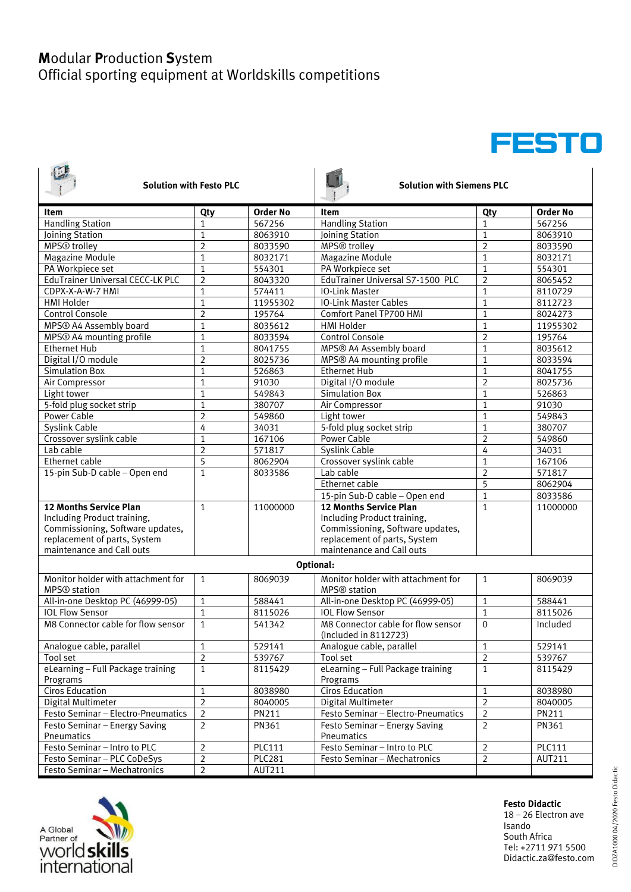**M**odular **P**roduction **S**ystem
Official sporting equipment at Worldskills competitions

FESTO

| **Solution with Festo PLC** | | | **Solution with Siemens PLC** | | |
|---|---|---|---|---|---|
| **Item** | **Qty** | **Order No** | **Item** | **Qty** | **Order No** |
| Handling Station | 1 | 567256 | Handling Station | 1 | 567256 |
| Joining Station | 1 | 8063910 | Joining Station | 1 | 8063910 |
| MPS® trolley | 2 | 8033590 | MPS® trolley | 2 | 8033590 |
| Magazine Module | 1 | 8032171 | Magazine Module | 1 | 8032171 |
| PA Workpiece set | 1 | 554301 | PA Workpiece set | 1 | 554301 |
| EduTrainer Universal CECC-LK PLC | 2 | 8043320 | EduTrainer Universal S7-1500 PLC | 2 | 8065452 |
| CDPX-X-A-W-7 HMI | 1 | 574411 | IO-Link Master | 1 | 8110729 |
| HMI Holder | 1 | 11955302 | IO-Link Master Cables | 1 | 8112723 |
| Control Console | 2 | 195764 | Comfort Panel TP700 HMI | 1 | 8024273 |
| MPS® A4 Assembly board | 1 | 8035612 | HMI Holder | 1 | 11955302 |
| MPS® A4 mounting profile | 1 | 8033594 | Control Console | 2 | 195764 |
| Ethernet Hub | 1 | 8041755 | MPS® A4 Assembly board | 1 | 8035612 |
| Digital I/O module | 2 | 8025736 | MPS® A4 mounting profile | 1 | 8033594 |
| Simulation Box | 1 | 526863 | Ethernet Hub | 1 | 8041755 |
| Air Compressor | 1 | 91030 | Digital I/O module | 2 | 8025736 |
| Light tower | 1 | 549843 | Simulation Box | 1 | 526863 |
| 5-fold plug socket strip | 1 | 380707 | Air Compressor | 1 | 91030 |
| Power Cable | 2 | 549860 | Light tower | 1 | 549843 |
| Syslink Cable | 4 | 34031 | 5-fold plug socket strip | 1 | 380707 |
| Crossover syslink cable | 1 | 167106 | Power Cable | 2 | 549860 |
| Lab cable | 2 | 571817 | Syslink Cable | 4 | 34031 |
| Ethernet cable | 5 | 8062904 | Crossover syslink cable | 1 | 167106 |
| 15-pin Sub-D cable – Open end | 1 | 8033586 | Lab cable | 2 | 571817 |
| | | | Ethernet cable | 5 | 8062904 |
| | | | 15-pin Sub-D cable – Open end | 1 | 8033586 |
| **12 Months Service Plan** Including Product training, Commissioning, Software updates, replacement of parts, System maintenance and Call outs | 1 | 11000000 | **12 Months Service Plan** Including Product training, Commissioning, Software updates, replacement of parts, System maintenance and Call outs | 1 | 11000000 |
| **Optional:** | | | | | |
| Monitor holder with attachment for MPS® station | 1 | 8069039 | Monitor holder with attachment for MPS® station | 1 | 8069039 |
| All-in-one Desktop PC (46999-05) | 1 | 588441 | All-in-one Desktop PC (46999-05) | 1 | 588441 |
| IOL Flow Sensor | 1 | 8115026 | IOL Flow Sensor | 1 | 8115026 |
| M8 Connector cable for flow sensor | 1 | 541342 | M8 Connector cable for flow sensor (Included in 8112723) | 0 | Included |
| Analogue cable, parallel | 1 | 529141 | Analogue cable, parallel | 1 | 529141 |
| Tool set | 2 | 539767 | Tool set | 2 | 539767 |
| eLearning – Full Package training Programs | 1 | 8115429 | eLearning – Full Package training Programs | 1 | 8115429 |
| Ciros Education | 1 | 8038980 | Ciros Education | 1 | 8038980 |
| Digital Multimeter | 2 | 8040005 | Digital Multimeter | 2 | 8040005 |
| Festo Seminar – Electro-Pneumatics | 2 | PN211 | Festo Seminar – Electro-Pneumatics | 2 | PN211 |
| Festo Seminar – Energy Saving Pneumatics | 2 | PN361 | Festo Seminar – Energy Saving Pneumatics | 2 | PN361 |
| Festo Seminar – Intro to PLC | 2 | PLC111 | Festo Seminar – Intro to PLC | 2 | PLC111 |
| Festo Seminar – PLC CoDeSys | 2 | PLC281 | Festo Seminar – Mechatronics | 2 | AUT211 |
| Festo Seminar – Mechatronics | 2 | AUT211 | | | |

A Global Partner of worldskills international

**Festo Didactic**
18 – 26 Electron ave
Isando
South Africa
Tel: +2711 971 5500
Didactic.za@festo.com

DIDZA1000 04/2020 Festo Didactic